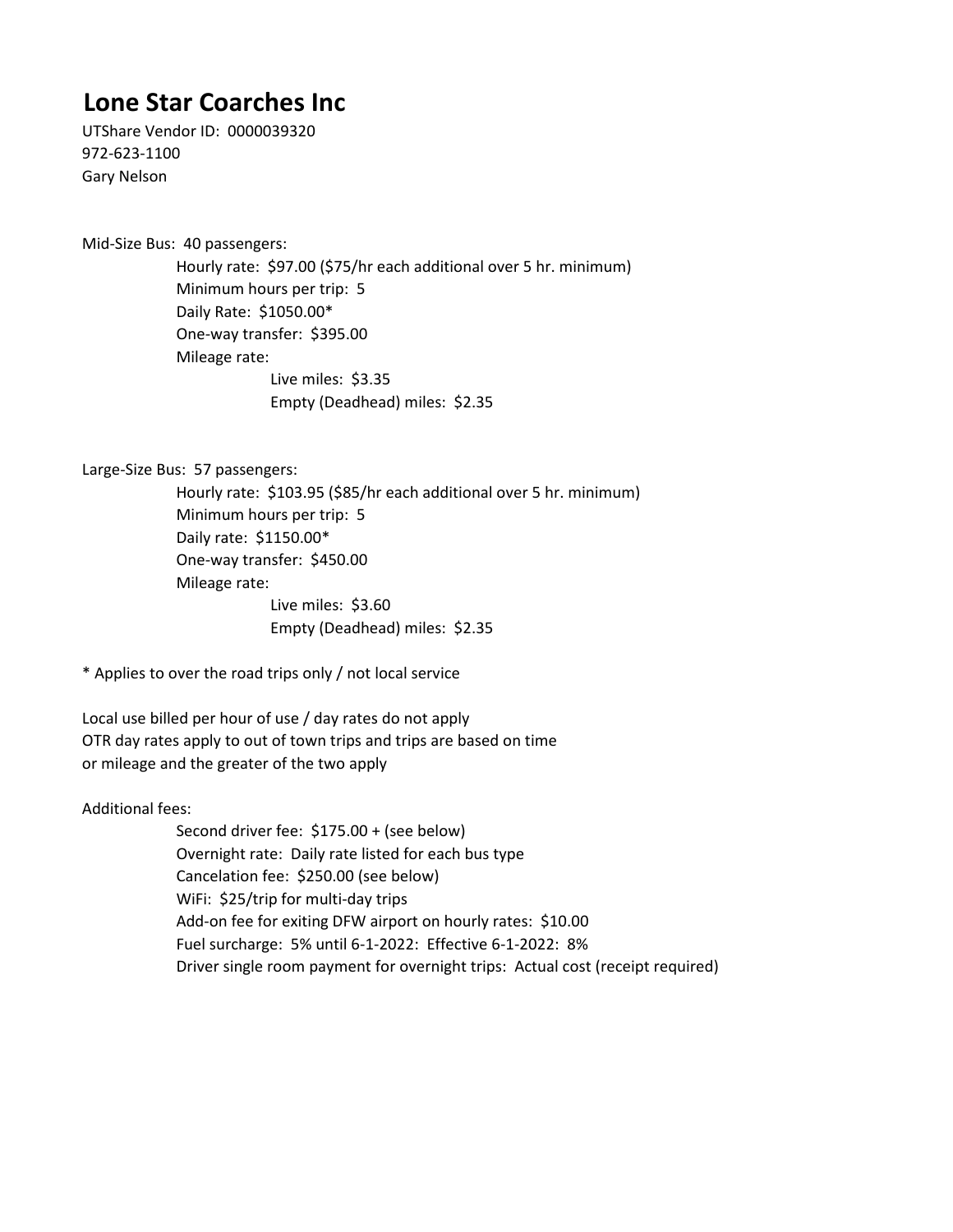# Lone Star Coarches Inc

UTShare Vendor ID: 0000039320
972-623-1100
Gary Nelson

Mid-Size Bus: 40 passengers:

- Hourly rate: $97.00 ($75/hr each additional over 5 hr. minimum)
- Minimum hours per trip: 5
- Daily Rate: $1050.00*
- One-way transfer: $395.00
- Mileage rate:
  - Live miles: $3.35
  - Empty (Deadhead) miles: $2.35

Large-Size Bus: 57 passengers:

- Hourly rate: $103.95 ($85/hr each additional over 5 hr. minimum)
- Minimum hours per trip: 5
- Daily rate: $1150.00*
- One-way transfer: $450.00
- Mileage rate:
  - Live miles: $3.60
  - Empty (Deadhead) miles: $2.35

* Applies to over the road trips only / not local service

Local use billed per hour of use / day rates do not apply
OTR day rates apply to out of town trips and trips are based on time or mileage and the greater of the two apply

Additional fees:

- Second driver fee: $175.00 + (see below)
- Overnight rate: Daily rate listed for each bus type
- Cancelation fee: $250.00 (see below)
- WiFi: $25/trip for multi-day trips
- Add-on fee for exiting DFW airport on hourly rates: $10.00
- Fuel surcharge: 5% until 6-1-2022: Effective 6-1-2022: 8%
- Driver single room payment for overnight trips: Actual cost (receipt required)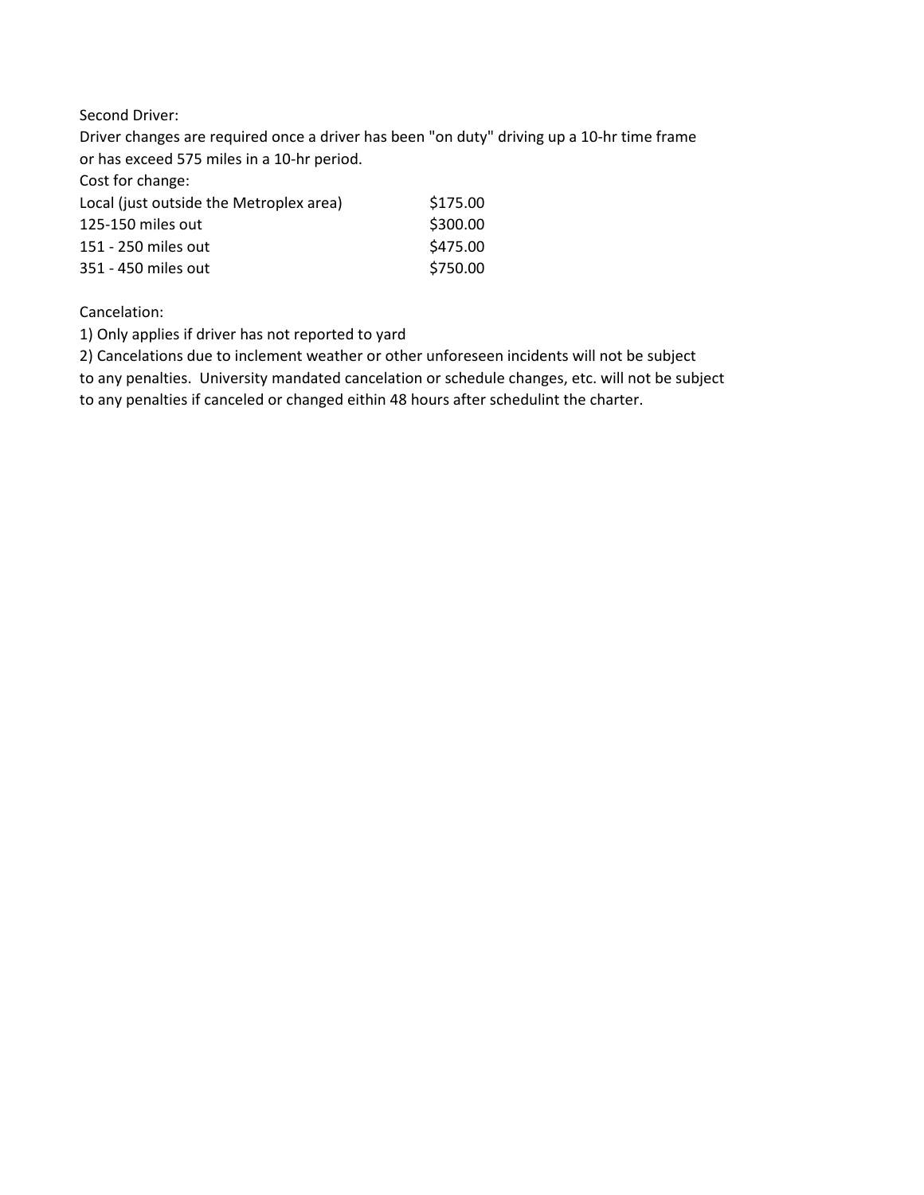Second Driver:

Driver changes are required once a driver has been "on duty" driving up a 10-hr time frame or has exceed 575 miles in a 10-hr period.

Cost for change:

| | |
|---|---|
| Local (just outside the Metroplex area) | $175.00 |
| 125-150 miles out | $300.00 |
| 151 - 250 miles out | $475.00 |
| 351 - 450 miles out | $750.00 |

Cancelation:

1) Only applies if driver has not reported to yard
2) Cancelations due to inclement weather or other unforeseen incidents will not be subject to any penalties. University mandated cancelation or schedule changes, etc. will not be subject to any penalties if canceled or changed eithin 48 hours after schedulint the charter.